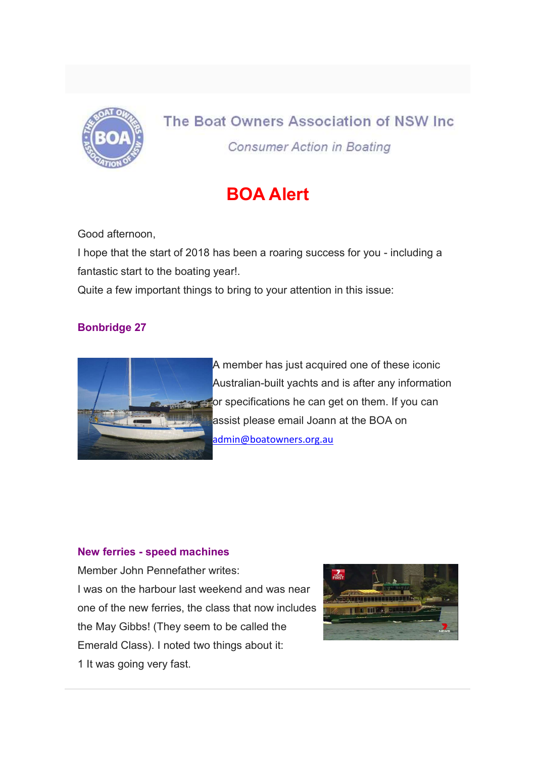The Boat Owners Association of NSW Inc

*Consumer Action in Boating*

# BOA Alert

Good afternoon,

I hope that the start of 2018 has been a roaring success for you - including a fantastic start to the boating year!.

Quite a few important things to bring to your attention in this issue:

## Bonbridge 27

A member has just acquired one of these iconic Australian-built yachts and is after any information or specifications he can get on them. If you can assist please email Joann at the BOA on admin@boatowners.org.au

## New ferries - speed machines

Member John Pennefather writes:

I was on the harbour last weekend and was near one of the new ferries, the class that now includes the May Gibbs! (They seem to be called the Emerald Class). I noted two things about it:

1 It was going very fast.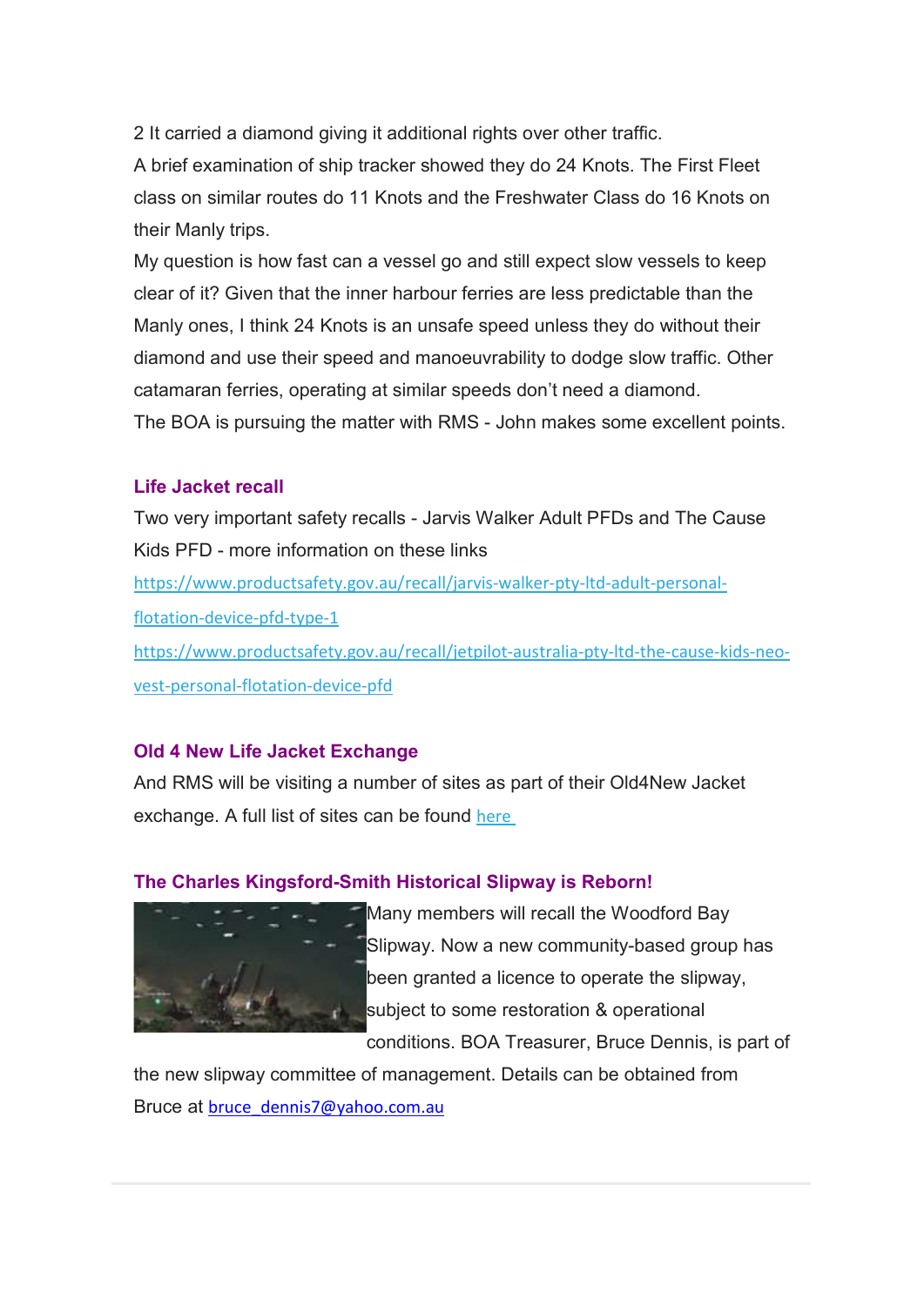2 It carried a diamond giving it additional rights over other traffic.
A brief examination of ship tracker showed they do 24 Knots. The First Fleet class on similar routes do 11 Knots and the Freshwater Class do 16 Knots on their Manly trips.
My question is how fast can a vessel go and still expect slow vessels to keep clear of it? Given that the inner harbour ferries are less predictable than the Manly ones, I think 24 Knots is an unsafe speed unless they do without their diamond and use their speed and manoeuvrability to dodge slow traffic. Other catamaran ferries, operating at similar speeds don't need a diamond.
The BOA is pursuing the matter with RMS - John makes some excellent points.

### Life Jacket recall

Two very important safety recalls - Jarvis Walker Adult PFDs and The Cause Kids PFD - more information on these links
https://www.productsafety.gov.au/recall/jarvis-walker-pty-ltd-adult-personal-flotation-device-pfd-type-1
https://www.productsafety.gov.au/recall/jetpilot-australia-pty-ltd-the-cause-kids-neo-vest-personal-flotation-device-pfd

### Old 4 New Life Jacket Exchange

And RMS will be visiting a number of sites as part of their Old4New Jacket exchange. A full list of sites can be found here

### The Charles Kingsford-Smith Historical Slipway is Reborn!

Many members will recall the Woodford Bay Slipway. Now a new community-based group has been granted a licence to operate the slipway, subject to some restoration & operational conditions. BOA Treasurer, Bruce Dennis, is part of the new slipway committee of management. Details can be obtained from Bruce at bruce_dennis7@yahoo.com.au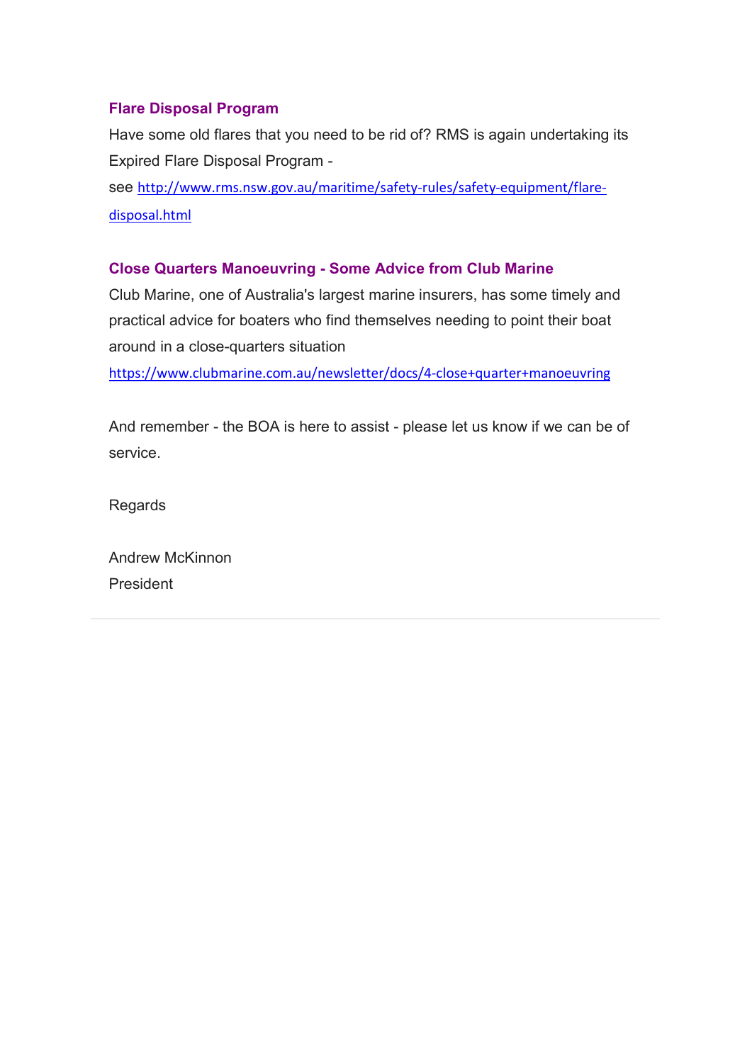### Flare Disposal Program

Have some old flares that you need to be rid of? RMS is again undertaking its Expired Flare Disposal Program - see http://www.rms.nsw.gov.au/maritime/safety-rules/safety-equipment/flare-disposal.html

### Close Quarters Manoeuvring - Some Advice from Club Marine

Club Marine, one of Australia's largest marine insurers, has some timely and practical advice for boaters who find themselves needing to point their boat around in a close-quarters situation

https://www.clubmarine.com.au/newsletter/docs/4-close+quarter+manoeuvring

And remember - the BOA is here to assist - please let us know if we can be of service.

Regards

Andrew McKinnon
President

---